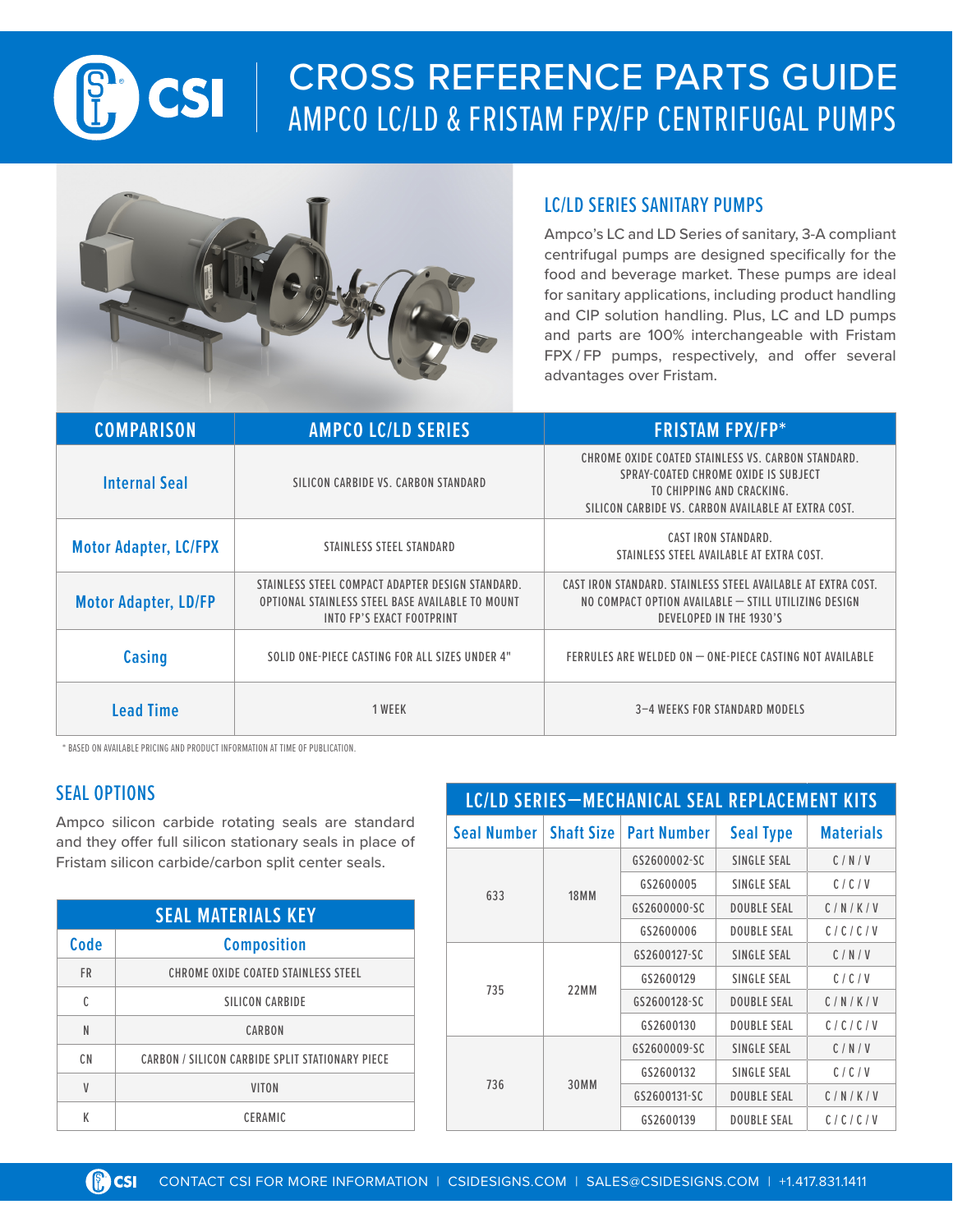# CSI

# CROSS REFERENCE PARTS GUIDE

## AMPCO LC/LD & FRISTAM FPX/FP CENTRIFUGAL PUMPS

### LC/LD SERIES SANITARY PUMPS

Ampco's LC and LD Series of sanitary, 3-A compliant centrifugal pumps are designed specifically for the food and beverage market. These pumps are ideal for sanitary applications, including product handling and CIP solution handling. Plus, LC and LD pumps and parts are 100% interchangeable with Fristam FPX / FP pumps, respectively, and offer several advantages over Fristam.

| COMPARISON | AMPCO LC/LD SERIES | FRISTAM FPX/FP* |
|---|---|---|
| Internal Seal | SILICON CARBIDE VS. CARBON STANDARD | CHROME OXIDE COATED STAINLESS VS. CARBON STANDARD. SPRAY-COATED CHROME OXIDE IS SUBJECT TO CHIPPING AND CRACKING. SILICON CARBIDE VS. CARBON AVAILABLE AT EXTRA COST. |
| Motor Adapter, LC/FPX | STAINLESS STEEL STANDARD | CAST IRON STANDARD. STAINLESS STEEL AVAILABLE AT EXTRA COST. |
| Motor Adapter, LD/FP | STAINLESS STEEL COMPACT ADAPTER DESIGN STANDARD. OPTIONAL STAINLESS STEEL BASE AVAILABLE TO MOUNT INTO FP'S EXACT FOOTPRINT | CAST IRON STANDARD. STAINLESS STEEL AVAILABLE AT EXTRA COST. NO COMPACT OPTION AVAILABLE – STILL UTILIZING DESIGN DEVELOPED IN THE 1930'S |
| Casing | SOLID ONE-PIECE CASTING FOR ALL SIZES UNDER 4" | FERRULES ARE WELDED ON – ONE-PIECE CASTING NOT AVAILABLE |
| Lead Time | 1 WEEK | 3–4 WEEKS FOR STANDARD MODELS |

\* BASED ON AVAILABLE PRICING AND PRODUCT INFORMATION AT TIME OF PUBLICATION.

### SEAL OPTIONS

Ampco silicon carbide rotating seals are standard and they offer full silicon stationary seals in place of Fristam silicon carbide/carbon split center seals.

**SEAL MATERIALS KEY**

| Code | Composition |
|---|---|
| FR | CHROME OXIDE COATED STAINLESS STEEL |
| C | SILICON CARBIDE |
| N | CARBON |
| CN | CARBON / SILICON CARBIDE SPLIT STATIONARY PIECE |
| V | VITON |
| K | CERAMIC |

**LC/LD SERIES—MECHANICAL SEAL REPLACEMENT KITS**

| Seal Number | Shaft Size | Part Number | Seal Type | Materials |
|---|---|---|---|---|
| 633 | 18MM | GS2600002-SC | SINGLE SEAL | C / N / V |
| | | GS2600005 | SINGLE SEAL | C / C / V |
| | | GS2600000-SC | DOUBLE SEAL | C / N / K / V |
| | | GS2600006 | DOUBLE SEAL | C / C / C / V |
| 735 | 22MM | GS2600127-SC | SINGLE SEAL | C / N / V |
| | | GS2600129 | SINGLE SEAL | C / C / V |
| | | GS2600128-SC | DOUBLE SEAL | C / N / K / V |
| | | GS2600130 | DOUBLE SEAL | C / C / C / V |
| 736 | 30MM | GS2600009-SC | SINGLE SEAL | C / N / V |
| | | GS2600132 | SINGLE SEAL | C / C / V |
| | | GS2600131-SC | DOUBLE SEAL | C / N / K / V |
| | | GS2600139 | DOUBLE SEAL | C / C / C / V |

CONTACT CSI FOR MORE INFORMATION | CSIDESIGNS.COM | SALES@CSIDESIGNS.COM | +1.417.831.1411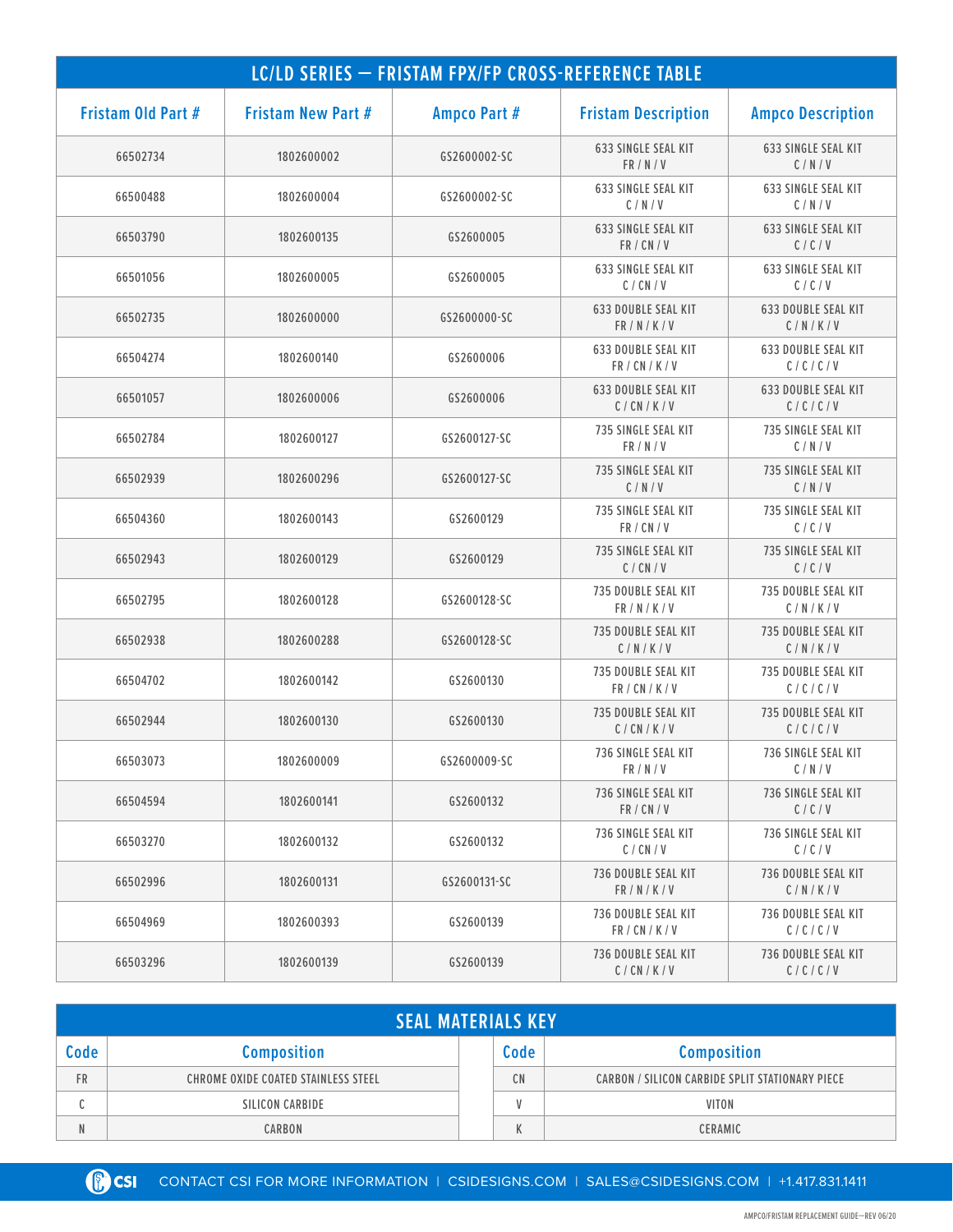## LC/LD SERIES — FRISTAM FPX/FP CROSS-REFERENCE TABLE

| Fristam Old Part # | Fristam New Part # | Ampco Part # | Fristam Description | Ampco Description |
|---|---|---|---|---|
| 66502734 | 1802600002 | GS2600002-SC | 633 SINGLE SEAL KIT FR / N / V | 633 SINGLE SEAL KIT C / N / V |
| 66500488 | 1802600004 | GS2600002-SC | 633 SINGLE SEAL KIT C / N / V | 633 SINGLE SEAL KIT C / N / V |
| 66503790 | 1802600135 | GS2600005 | 633 SINGLE SEAL KIT FR / CN / V | 633 SINGLE SEAL KIT C / C / V |
| 66501056 | 1802600005 | GS2600005 | 633 SINGLE SEAL KIT C / CN / V | 633 SINGLE SEAL KIT C / C / V |
| 66502735 | 1802600000 | GS2600000-SC | 633 DOUBLE SEAL KIT FR / N / K / V | 633 DOUBLE SEAL KIT C / N / K / V |
| 66504274 | 1802600140 | GS2600006 | 633 DOUBLE SEAL KIT FR / CN / K / V | 633 DOUBLE SEAL KIT C / C / C / V |
| 66501057 | 1802600006 | GS2600006 | 633 DOUBLE SEAL KIT C / CN / K / V | 633 DOUBLE SEAL KIT C / C / C / V |
| 66502784 | 1802600127 | GS2600127-SC | 735 SINGLE SEAL KIT FR / N / V | 735 SINGLE SEAL KIT C / N / V |
| 66502939 | 1802600296 | GS2600127-SC | 735 SINGLE SEAL KIT C / N / V | 735 SINGLE SEAL KIT C / N / V |
| 66504360 | 1802600143 | GS2600129 | 735 SINGLE SEAL KIT FR / CN / V | 735 SINGLE SEAL KIT C / C / V |
| 66502943 | 1802600129 | GS2600129 | 735 SINGLE SEAL KIT C / CN / V | 735 SINGLE SEAL KIT C / C / V |
| 66502795 | 1802600128 | GS2600128-SC | 735 DOUBLE SEAL KIT FR / N / K / V | 735 DOUBLE SEAL KIT C / N / K / V |
| 66502938 | 1802600288 | GS2600128-SC | 735 DOUBLE SEAL KIT C / N / K / V | 735 DOUBLE SEAL KIT C / N / K / V |
| 66504702 | 1802600142 | GS2600130 | 735 DOUBLE SEAL KIT FR / CN / K / V | 735 DOUBLE SEAL KIT C / C / C / V |
| 66502944 | 1802600130 | GS2600130 | 735 DOUBLE SEAL KIT C / CN / K / V | 735 DOUBLE SEAL KIT C / C / C / V |
| 66503073 | 1802600009 | GS2600009-SC | 736 SINGLE SEAL KIT FR / N / V | 736 SINGLE SEAL KIT C / N / V |
| 66504594 | 1802600141 | GS2600132 | 736 SINGLE SEAL KIT FR / CN / V | 736 SINGLE SEAL KIT C / C / V |
| 66503270 | 1802600132 | GS2600132 | 736 SINGLE SEAL KIT C / CN / V | 736 SINGLE SEAL KIT C / C / V |
| 66502996 | 1802600131 | GS2600131-SC | 736 DOUBLE SEAL KIT FR / N / K / V | 736 DOUBLE SEAL KIT C / N / K / V |
| 66504969 | 1802600393 | GS2600139 | 736 DOUBLE SEAL KIT FR / CN / K / V | 736 DOUBLE SEAL KIT C / C / C / V |
| 66503296 | 1802600139 | GS2600139 | 736 DOUBLE SEAL KIT C / CN / K / V | 736 DOUBLE SEAL KIT C / C / C / V |

## SEAL MATERIALS KEY

| Code | Composition | Code | Composition |
|---|---|---|---|
| FR | CHROME OXIDE COATED STAINLESS STEEL | CN | CARBON / SILICON CARBIDE SPLIT STATIONARY PIECE |
| C | SILICON CARBIDE | V | VITON |
| N | CARBON | K | CERAMIC |

CSI CONTACT CSI FOR MORE INFORMATION | CSIDESIGNS.COM | SALES@CSIDESIGNS.COM | +1.417.831.1411

AMPCO/FRISTAM REPLACEMENT GUIDE—REV 06/20